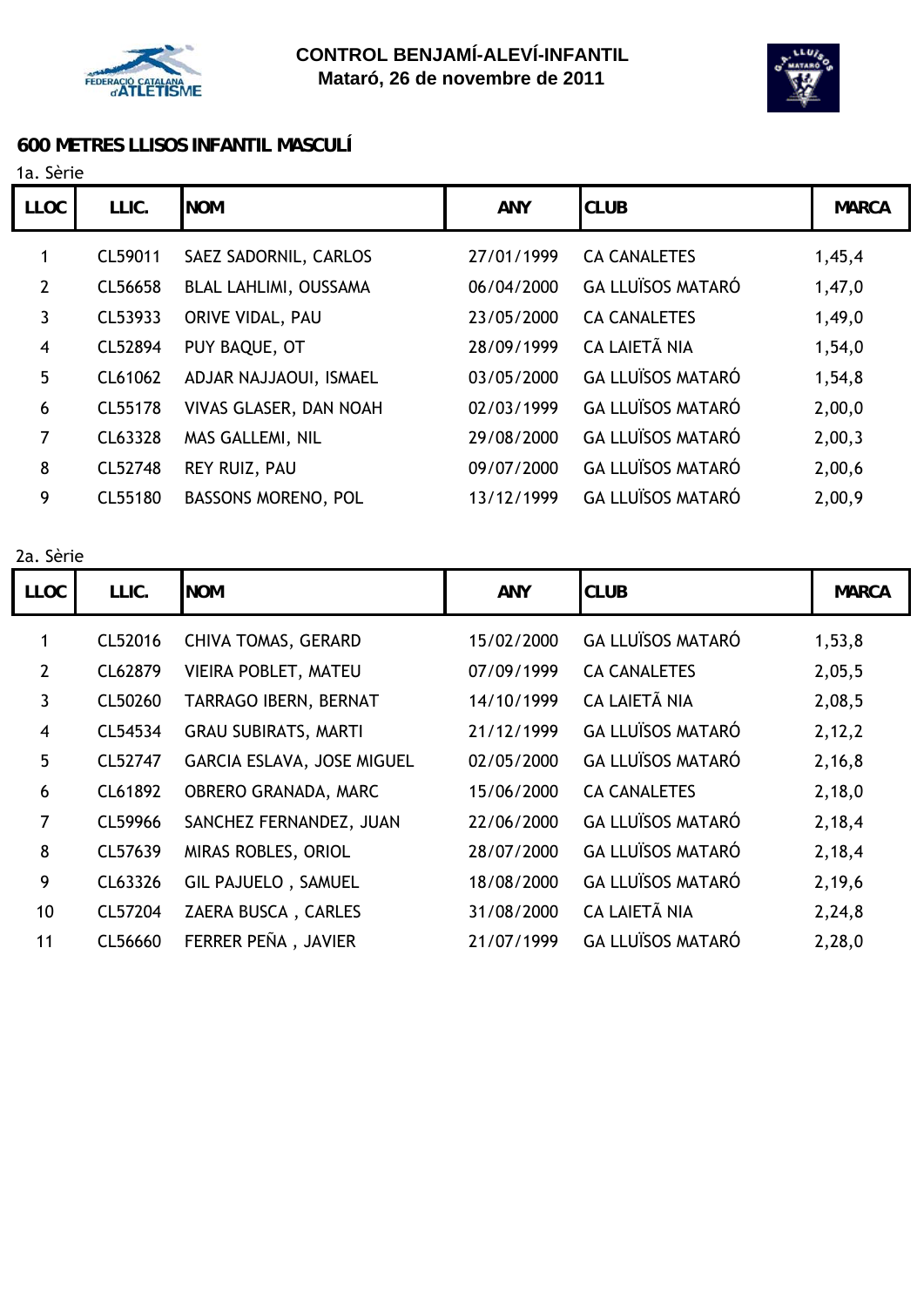# CONTROL BENJAMÍ-ALEVÍ-INFANTIL

**Mataró, 26 de novembre de 2011**

## 600 METRES LLISOS INFANTIL MASCULÍ

1a. Sèrie

| LLOC | LLIC. | NOM | ANY | CLUB | MARCA |
|---|---|---|---|---|---|
| 1 | CL59011 | SAEZ SADORNIL, CARLOS | 27/01/1999 | CA CANALETES | 1,45,4 |
| 2 | CL56658 | BLAL LAHLIMI, OUSSAMA | 06/04/2000 | GA LLUÏSOS MATARÓ | 1,47,0 |
| 3 | CL53933 | ORIVE VIDAL, PAU | 23/05/2000 | CA CANALETES | 1,49,0 |
| 4 | CL52894 | PUY BAQUE, OT | 28/09/1999 | CA LAIETÃ NIA | 1,54,0 |
| 5 | CL61062 | ADJAR NAJJAOUI, ISMAEL | 03/05/2000 | GA LLUÏSOS MATARÓ | 1,54,8 |
| 6 | CL55178 | VIVAS GLASER, DAN NOAH | 02/03/1999 | GA LLUÏSOS MATARÓ | 2,00,0 |
| 7 | CL63328 | MAS GALLEMI, NIL | 29/08/2000 | GA LLUÏSOS MATARÓ | 2,00,3 |
| 8 | CL52748 | REY RUIZ, PAU | 09/07/2000 | GA LLUÏSOS MATARÓ | 2,00,6 |
| 9 | CL55180 | BASSONS MORENO, POL | 13/12/1999 | GA LLUÏSOS MATARÓ | 2,00,9 |

2a. Sèrie

| LLOC | LLIC. | NOM | ANY | CLUB | MARCA |
|---|---|---|---|---|---|
| 1 | CL52016 | CHIVA TOMAS, GERARD | 15/02/2000 | GA LLUÏSOS MATARÓ | 1,53,8 |
| 2 | CL62879 | VIEIRA POBLET, MATEU | 07/09/1999 | CA CANALETES | 2,05,5 |
| 3 | CL50260 | TARRAGO IBERN, BERNAT | 14/10/1999 | CA LAIETÃ NIA | 2,08,5 |
| 4 | CL54534 | GRAU SUBIRATS, MARTI | 21/12/1999 | GA LLUÏSOS MATARÓ | 2,12,2 |
| 5 | CL52747 | GARCIA ESLAVA, JOSE MIGUEL | 02/05/2000 | GA LLUÏSOS MATARÓ | 2,16,8 |
| 6 | CL61892 | OBRERO GRANADA, MARC | 15/06/2000 | CA CANALETES | 2,18,0 |
| 7 | CL59966 | SANCHEZ FERNANDEZ, JUAN | 22/06/2000 | GA LLUÏSOS MATARÓ | 2,18,4 |
| 8 | CL57639 | MIRAS ROBLES, ORIOL | 28/07/2000 | GA LLUÏSOS MATARÓ | 2,18,4 |
| 9 | CL63326 | GIL PAJUELO , SAMUEL | 18/08/2000 | GA LLUÏSOS MATARÓ | 2,19,6 |
| 10 | CL57204 | ZAERA BUSCA , CARLES | 31/08/2000 | CA LAIETÃ NIA | 2,24,8 |
| 11 | CL56660 | FERRER PEÑA , JAVIER | 21/07/1999 | GA LLUÏSOS MATARÓ | 2,28,0 |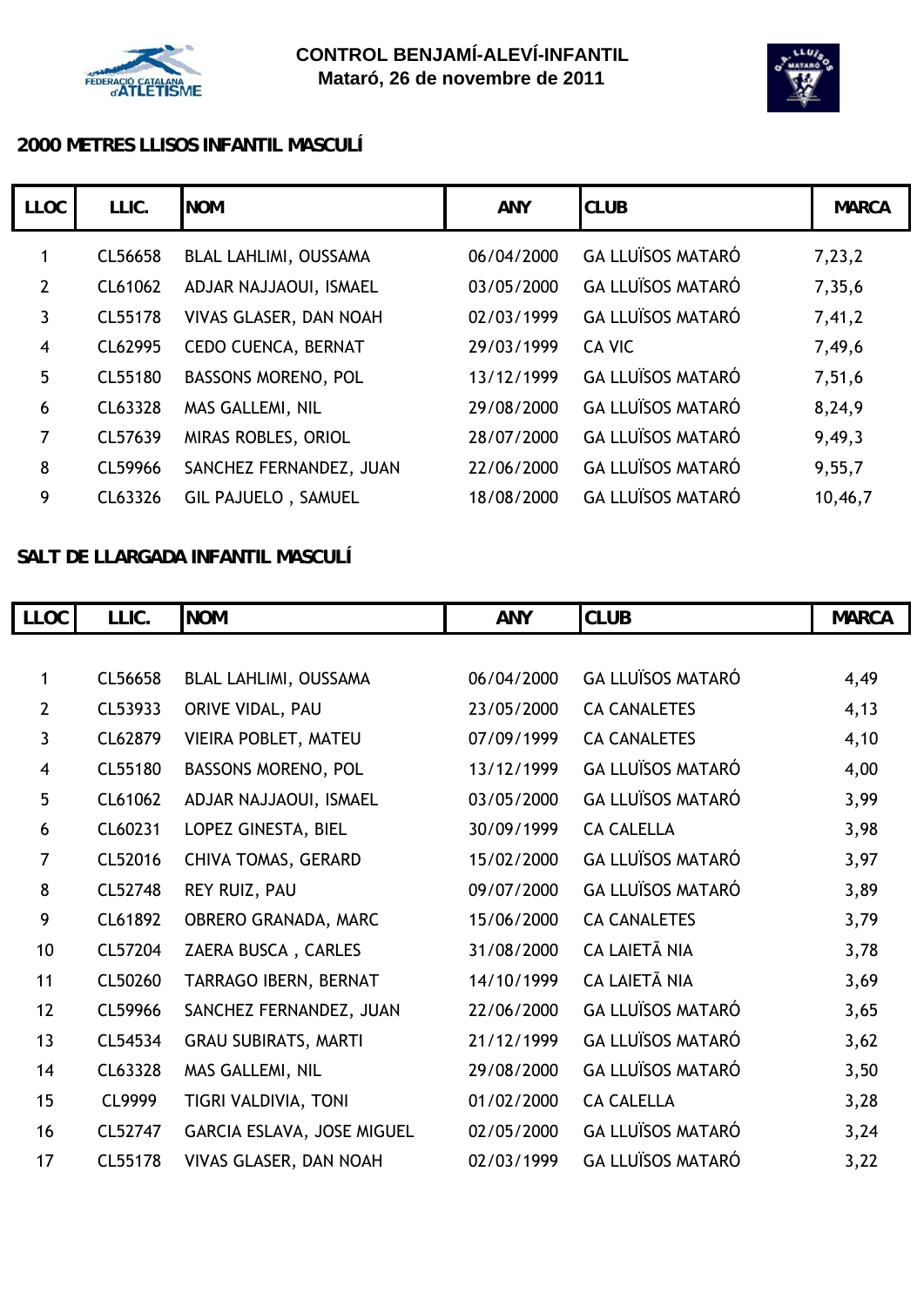**CONTROL BENJAMÍ-ALEVÍ-INFANTIL**
**Mataró, 26 de novembre de 2011**

## 2000 METRES LLISOS INFANTIL MASCULÍ

| LLOC | LLIC. | NOM | ANY | CLUB | MARCA |
|---|---|---|---|---|---|
| 1 | CL56658 | BLAL LAHLIMI, OUSSAMA | 06/04/2000 | GA LLUÏSOS MATARÓ | 7,23,2 |
| 2 | CL61062 | ADJAR NAJJAOUI, ISMAEL | 03/05/2000 | GA LLUÏSOS MATARÓ | 7,35,6 |
| 3 | CL55178 | VIVAS GLASER, DAN NOAH | 02/03/1999 | GA LLUÏSOS MATARÓ | 7,41,2 |
| 4 | CL62995 | CEDO CUENCA, BERNAT | 29/03/1999 | CA VIC | 7,49,6 |
| 5 | CL55180 | BASSONS MORENO, POL | 13/12/1999 | GA LLUÏSOS MATARÓ | 7,51,6 |
| 6 | CL63328 | MAS GALLEMI, NIL | 29/08/2000 | GA LLUÏSOS MATARÓ | 8,24,9 |
| 7 | CL57639 | MIRAS ROBLES, ORIOL | 28/07/2000 | GA LLUÏSOS MATARÓ | 9,49,3 |
| 8 | CL59966 | SANCHEZ FERNANDEZ, JUAN | 22/06/2000 | GA LLUÏSOS MATARÓ | 9,55,7 |
| 9 | CL63326 | GIL PAJUELO , SAMUEL | 18/08/2000 | GA LLUÏSOS MATARÓ | 10,46,7 |

## SALT DE LLARGADA INFANTIL MASCULÍ

| LLOC | LLIC. | NOM | ANY | CLUB | MARCA |
|---|---|---|---|---|---|
| 1 | CL56658 | BLAL LAHLIMI, OUSSAMA | 06/04/2000 | GA LLUÏSOS MATARÓ | 4,49 |
| 2 | CL53933 | ORIVE VIDAL, PAU | 23/05/2000 | CA CANALETES | 4,13 |
| 3 | CL62879 | VIEIRA POBLET, MATEU | 07/09/1999 | CA CANALETES | 4,10 |
| 4 | CL55180 | BASSONS MORENO, POL | 13/12/1999 | GA LLUÏSOS MATARÓ | 4,00 |
| 5 | CL61062 | ADJAR NAJJAOUI, ISMAEL | 03/05/2000 | GA LLUÏSOS MATARÓ | 3,99 |
| 6 | CL60231 | LOPEZ GINESTA, BIEL | 30/09/1999 | CA CALELLA | 3,98 |
| 7 | CL52016 | CHIVA TOMAS, GERARD | 15/02/2000 | GA LLUÏSOS MATARÓ | 3,97 |
| 8 | CL52748 | REY RUIZ, PAU | 09/07/2000 | GA LLUÏSOS MATARÓ | 3,89 |
| 9 | CL61892 | OBRERO GRANADA, MARC | 15/06/2000 | CA CANALETES | 3,79 |
| 10 | CL57204 | ZAERA BUSCA , CARLES | 31/08/2000 | CA LAIETÃ NIA | 3,78 |
| 11 | CL50260 | TARRAGO IBERN, BERNAT | 14/10/1999 | CA LAIETÃ NIA | 3,69 |
| 12 | CL59966 | SANCHEZ FERNANDEZ, JUAN | 22/06/2000 | GA LLUÏSOS MATARÓ | 3,65 |
| 13 | CL54534 | GRAU SUBIRATS, MARTI | 21/12/1999 | GA LLUÏSOS MATARÓ | 3,62 |
| 14 | CL63328 | MAS GALLEMI, NIL | 29/08/2000 | GA LLUÏSOS MATARÓ | 3,50 |
| 15 | CL9999 | TIGRI VALDIVIA, TONI | 01/02/2000 | CA CALELLA | 3,28 |
| 16 | CL52747 | GARCIA ESLAVA, JOSE MIGUEL | 02/05/2000 | GA LLUÏSOS MATARÓ | 3,24 |
| 17 | CL55178 | VIVAS GLASER, DAN NOAH | 02/03/1999 | GA LLUÏSOS MATARÓ | 3,22 |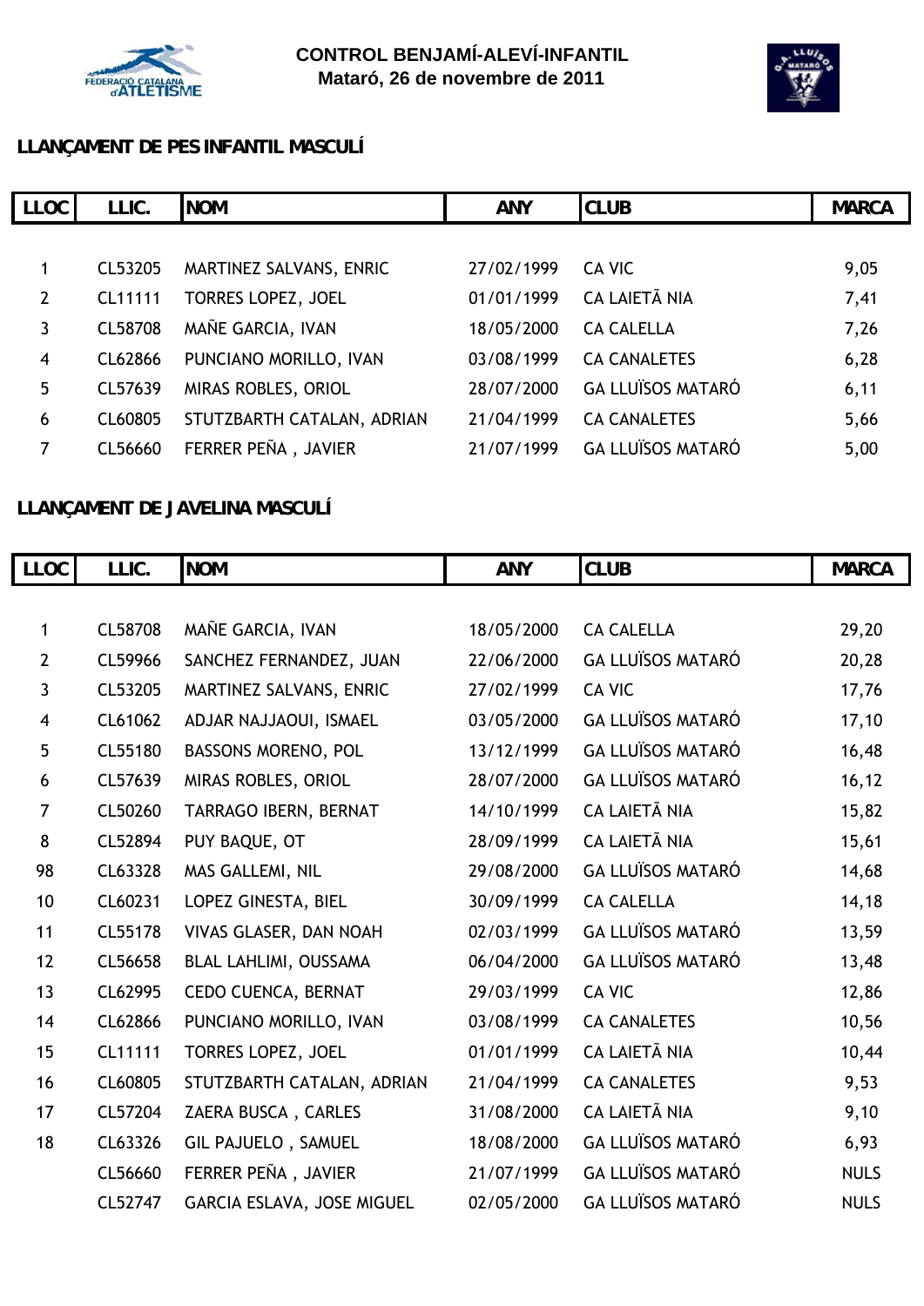CONTROL BENJAMÍ-ALEVÍ-INFANTIL
Mataró, 26 de novembre de 2011

## LLANÇAMENT DE PES INFANTIL MASCULÍ

| LLOC | LLIC. | NOM | ANY | CLUB | MARCA |
|---|---|---|---|---|---|
| 1 | CL53205 | MARTINEZ SALVANS, ENRIC | 27/02/1999 | CA VIC | 9,05 |
| 2 | CL11111 | TORRES LOPEZ, JOEL | 01/01/1999 | CA LAIETÃ NIA | 7,41 |
| 3 | CL58708 | MAÑE GARCIA, IVAN | 18/05/2000 | CA CALELLA | 7,26 |
| 4 | CL62866 | PUNCIANO MORILLO, IVAN | 03/08/1999 | CA CANALETES | 6,28 |
| 5 | CL57639 | MIRAS ROBLES, ORIOL | 28/07/2000 | GA LLUÏSOS MATARÓ | 6,11 |
| 6 | CL60805 | STUTZBARTH CATALAN, ADRIAN | 21/04/1999 | CA CANALETES | 5,66 |
| 7 | CL56660 | FERRER PEÑA , JAVIER | 21/07/1999 | GA LLUÏSOS MATARÓ | 5,00 |

## LLANÇAMENT DE JAVELINA MASCULÍ

| LLOC | LLIC. | NOM | ANY | CLUB | MARCA |
|---|---|---|---|---|---|
| 1 | CL58708 | MAÑE GARCIA, IVAN | 18/05/2000 | CA CALELLA | 29,20 |
| 2 | CL59966 | SANCHEZ FERNANDEZ, JUAN | 22/06/2000 | GA LLUÏSOS MATARÓ | 20,28 |
| 3 | CL53205 | MARTINEZ SALVANS, ENRIC | 27/02/1999 | CA VIC | 17,76 |
| 4 | CL61062 | ADJAR NAJJAOUI, ISMAEL | 03/05/2000 | GA LLUÏSOS MATARÓ | 17,10 |
| 5 | CL55180 | BASSONS MORENO, POL | 13/12/1999 | GA LLUÏSOS MATARÓ | 16,48 |
| 6 | CL57639 | MIRAS ROBLES, ORIOL | 28/07/2000 | GA LLUÏSOS MATARÓ | 16,12 |
| 7 | CL50260 | TARRAGO IBERN, BERNAT | 14/10/1999 | CA LAIETÃ NIA | 15,82 |
| 8 | CL52894 | PUY BAQUE, OT | 28/09/1999 | CA LAIETÃ NIA | 15,61 |
| 98 | CL63328 | MAS GALLEMI, NIL | 29/08/2000 | GA LLUÏSOS MATARÓ | 14,68 |
| 10 | CL60231 | LOPEZ GINESTA, BIEL | 30/09/1999 | CA CALELLA | 14,18 |
| 11 | CL55178 | VIVAS GLASER, DAN NOAH | 02/03/1999 | GA LLUÏSOS MATARÓ | 13,59 |
| 12 | CL56658 | BLAL LAHLIMI, OUSSAMA | 06/04/2000 | GA LLUÏSOS MATARÓ | 13,48 |
| 13 | CL62995 | CEDO CUENCA, BERNAT | 29/03/1999 | CA VIC | 12,86 |
| 14 | CL62866 | PUNCIANO MORILLO, IVAN | 03/08/1999 | CA CANALETES | 10,56 |
| 15 | CL11111 | TORRES LOPEZ, JOEL | 01/01/1999 | CA LAIETÃ NIA | 10,44 |
| 16 | CL60805 | STUTZBARTH CATALAN, ADRIAN | 21/04/1999 | CA CANALETES | 9,53 |
| 17 | CL57204 | ZAERA BUSCA , CARLES | 31/08/2000 | CA LAIETÃ NIA | 9,10 |
| 18 | CL63326 | GIL PAJUELO , SAMUEL | 18/08/2000 | GA LLUÏSOS MATARÓ | 6,93 |
| | CL56660 | FERRER PEÑA , JAVIER | 21/07/1999 | GA LLUÏSOS MATARÓ | NULS |
| | CL52747 | GARCIA ESLAVA, JOSE MIGUEL | 02/05/2000 | GA LLUÏSOS MATARÓ | NULS |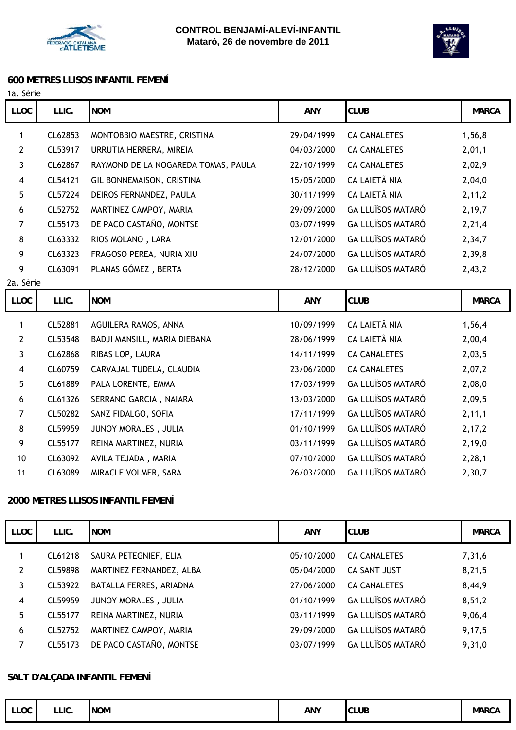**CONTROL BENJAMÍ-ALEVÍ-INFANTIL**
**Mataró, 26 de novembre de 2011**

## 600 METRES LLISOS INFANTIL FEMENÍ

1a. Sèrie

| LLOC | LLIC. | NOM | ANY | CLUB | MARCA |
|---|---|---|---|---|---|
| 1 | CL62853 | MONTOBBIO MAESTRE, CRISTINA | 29/04/1999 | CA CANALETES | 1,56,8 |
| 2 | CL53917 | URRUTIA HERRERA, MIREIA | 04/03/2000 | CA CANALETES | 2,01,1 |
| 3 | CL62867 | RAYMOND DE LA NOGAREDA TOMAS, PAULA | 22/10/1999 | CA CANALETES | 2,02,9 |
| 4 | CL54121 | GIL BONNEMAISON, CRISTINA | 15/05/2000 | CA LAIETÃ NIA | 2,04,0 |
| 5 | CL57224 | DEIROS FERNANDEZ, PAULA | 30/11/1999 | CA LAIETÃ NIA | 2,11,2 |
| 6 | CL52752 | MARTINEZ CAMPOY, MARIA | 29/09/2000 | GA LLUÏSOS MATARÓ | 2,19,7 |
| 7 | CL55173 | DE PACO CASTAÑO, MONTSE | 03/07/1999 | GA LLUÏSOS MATARÓ | 2,21,4 |
| 8 | CL63332 | RIOS MOLANO , LARA | 12/01/2000 | GA LLUÏSOS MATARÓ | 2,34,7 |
| 9 | CL63323 | FRAGOSO PEREA, NURIA XIU | 24/07/2000 | GA LLUÏSOS MATARÓ | 2,39,8 |
| 9 | CL63091 | PLANAS GÓMEZ , BERTA | 28/12/2000 | GA LLUÏSOS MATARÓ | 2,43,2 |

2a. Sèrie

| LLOC | LLIC. | NOM | ANY | CLUB | MARCA |
|---|---|---|---|---|---|
| 1 | CL52881 | AGUILERA RAMOS, ANNA | 10/09/1999 | CA LAIETÃ NIA | 1,56,4 |
| 2 | CL53548 | BADJI MANSILL, MARIA DIEBANA | 28/06/1999 | CA LAIETÃ NIA | 2,00,4 |
| 3 | CL62868 | RIBAS LOP, LAURA | 14/11/1999 | CA CANALETES | 2,03,5 |
| 4 | CL60759 | CARVAJAL TUDELA, CLAUDIA | 23/06/2000 | CA CANALETES | 2,07,2 |
| 5 | CL61889 | PALA LORENTE, EMMA | 17/03/1999 | GA LLUÏSOS MATARÓ | 2,08,0 |
| 6 | CL61326 | SERRANO GARCIA , NAIARA | 13/03/2000 | GA LLUÏSOS MATARÓ | 2,09,5 |
| 7 | CL50282 | SANZ FIDALGO, SOFIA | 17/11/1999 | GA LLUÏSOS MATARÓ | 2,11,1 |
| 8 | CL59959 | JUNOY MORALES , JULIA | 01/10/1999 | GA LLUÏSOS MATARÓ | 2,17,2 |
| 9 | CL55177 | REINA MARTINEZ, NURIA | 03/11/1999 | GA LLUÏSOS MATARÓ | 2,19,0 |
| 10 | CL63092 | AVILA TEJADA , MARIA | 07/10/2000 | GA LLUÏSOS MATARÓ | 2,28,1 |
| 11 | CL63089 | MIRACLE VOLMER, SARA | 26/03/2000 | GA LLUÏSOS MATARÓ | 2,30,7 |

## 2000 METRES LLISOS INFANTIL FEMENÍ

| LLOC | LLIC. | NOM | ANY | CLUB | MARCA |
|---|---|---|---|---|---|
| 1 | CL61218 | SAURA PETEGNIEF, ELIA | 05/10/2000 | CA CANALETES | 7,31,6 |
| 2 | CL59898 | MARTINEZ FERNANDEZ, ALBA | 05/04/2000 | CA SANT JUST | 8,21,5 |
| 3 | CL53922 | BATALLA FERRES, ARIADNA | 27/06/2000 | CA CANALETES | 8,44,9 |
| 4 | CL59959 | JUNOY MORALES , JULIA | 01/10/1999 | GA LLUÏSOS MATARÓ | 8,51,2 |
| 5 | CL55177 | REINA MARTINEZ, NURIA | 03/11/1999 | GA LLUÏSOS MATARÓ | 9,06,4 |
| 6 | CL52752 | MARTINEZ CAMPOY, MARIA | 29/09/2000 | GA LLUÏSOS MATARÓ | 9,17,5 |
| 7 | CL55173 | DE PACO CASTAÑO, MONTSE | 03/07/1999 | GA LLUÏSOS MATARÓ | 9,31,0 |

## SALT D'ALÇADA INFANTIL FEMENÍ

| LLOC | LLIC. | NOM | ANY | CLUB | MARCA |
|---|---|---|---|---|---|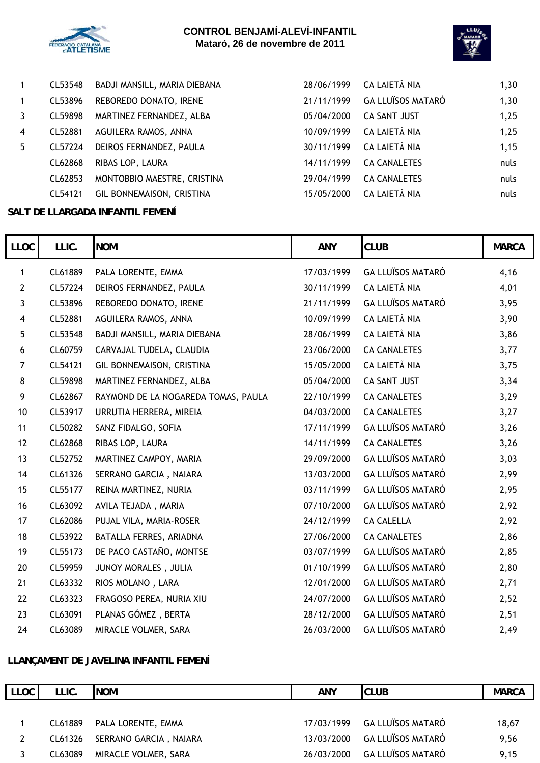**CONTROL BENJAMÍ-ALEVÍ-INFANTIL**
**Mataró, 26 de novembre de 2011**

| LLOC | LLIC. | NOM | ANY | CLUB | MARCA |
|---|---|---|---|---|---|
| 1 | CL53548 | BADJI MANSILL, MARIA DIEBANA | 28/06/1999 | CA LAIETÃ NIA | 1,30 |
| 1 | CL53896 | REBOREDO DONATO, IRENE | 21/11/1999 | GA LLUÏSOS MATARÓ | 1,30 |
| 3 | CL59898 | MARTINEZ FERNANDEZ, ALBA | 05/04/2000 | CA SANT JUST | 1,25 |
| 4 | CL52881 | AGUILERA RAMOS, ANNA | 10/09/1999 | CA LAIETÃ NIA | 1,25 |
| 5 | CL57224 | DEIROS FERNANDEZ, PAULA | 30/11/1999 | CA LAIETÃ NIA | 1,15 |
| | CL62868 | RIBAS LOP, LAURA | 14/11/1999 | CA CANALETES | nuls |
| | CL62853 | MONTOBBIO MAESTRE, CRISTINA | 29/04/1999 | CA CANALETES | nuls |
| | CL54121 | GIL BONNEMAISON, CRISTINA | 15/05/2000 | CA LAIETÃ NIA | nuls |

## SALT DE LLARGADA INFANTIL FEMENÍ

| LLOC | LLIC. | NOM | ANY | CLUB | MARCA |
|---|---|---|---|---|---|
| 1 | CL61889 | PALA LORENTE, EMMA | 17/03/1999 | GA LLUÏSOS MATARÓ | 4,16 |
| 2 | CL57224 | DEIROS FERNANDEZ, PAULA | 30/11/1999 | CA LAIETÃ NIA | 4,01 |
| 3 | CL53896 | REBOREDO DONATO, IRENE | 21/11/1999 | GA LLUÏSOS MATARÓ | 3,95 |
| 4 | CL52881 | AGUILERA RAMOS, ANNA | 10/09/1999 | CA LAIETÃ NIA | 3,90 |
| 5 | CL53548 | BADJI MANSILL, MARIA DIEBANA | 28/06/1999 | CA LAIETÃ NIA | 3,86 |
| 6 | CL60759 | CARVAJAL TUDELA, CLAUDIA | 23/06/2000 | CA CANALETES | 3,77 |
| 7 | CL54121 | GIL BONNEMAISON, CRISTINA | 15/05/2000 | CA LAIETÃ NIA | 3,75 |
| 8 | CL59898 | MARTINEZ FERNANDEZ, ALBA | 05/04/2000 | CA SANT JUST | 3,34 |
| 9 | CL62867 | RAYMOND DE LA NOGAREDA TOMAS, PAULA | 22/10/1999 | CA CANALETES | 3,29 |
| 10 | CL53917 | URRUTIA HERRERA, MIREIA | 04/03/2000 | CA CANALETES | 3,27 |
| 11 | CL50282 | SANZ FIDALGO, SOFIA | 17/11/1999 | GA LLUÏSOS MATARÓ | 3,26 |
| 12 | CL62868 | RIBAS LOP, LAURA | 14/11/1999 | CA CANALETES | 3,26 |
| 13 | CL52752 | MARTINEZ CAMPOY, MARIA | 29/09/2000 | GA LLUÏSOS MATARÓ | 3,03 |
| 14 | CL61326 | SERRANO GARCIA , NAIARA | 13/03/2000 | GA LLUÏSOS MATARÓ | 2,99 |
| 15 | CL55177 | REINA MARTINEZ, NURIA | 03/11/1999 | GA LLUÏSOS MATARÓ | 2,95 |
| 16 | CL63092 | AVILA TEJADA , MARIA | 07/10/2000 | GA LLUÏSOS MATARÓ | 2,92 |
| 17 | CL62086 | PUJAL VILA, MARIA-ROSER | 24/12/1999 | CA CALELLA | 2,92 |
| 18 | CL53922 | BATALLA FERRES, ARIADNA | 27/06/2000 | CA CANALETES | 2,86 |
| 19 | CL55173 | DE PACO CASTAÑO, MONTSE | 03/07/1999 | GA LLUÏSOS MATARÓ | 2,85 |
| 20 | CL59959 | JUNOY MORALES , JULIA | 01/10/1999 | GA LLUÏSOS MATARÓ | 2,80 |
| 21 | CL63332 | RIOS MOLANO , LARA | 12/01/2000 | GA LLUÏSOS MATARÓ | 2,71 |
| 22 | CL63323 | FRAGOSO PEREA, NURIA XIU | 24/07/2000 | GA LLUÏSOS MATARÓ | 2,52 |
| 23 | CL63091 | PLANAS GÓMEZ , BERTA | 28/12/2000 | GA LLUÏSOS MATARÓ | 2,51 |
| 24 | CL63089 | MIRACLE VOLMER, SARA | 26/03/2000 | GA LLUÏSOS MATARÓ | 2,49 |

## LLANÇAMENT DE JAVELINA INFANTIL FEMENÍ

| LLOC | LLIC. | NOM | ANY | CLUB | MARCA |
|---|---|---|---|---|---|
| 1 | CL61889 | PALA LORENTE, EMMA | 17/03/1999 | GA LLUÏSOS MATARÓ | 18,67 |
| 2 | CL61326 | SERRANO GARCIA , NAIARA | 13/03/2000 | GA LLUÏSOS MATARÓ | 9,56 |
| 3 | CL63089 | MIRACLE VOLMER, SARA | 26/03/2000 | GA LLUÏSOS MATARÓ | 9,15 |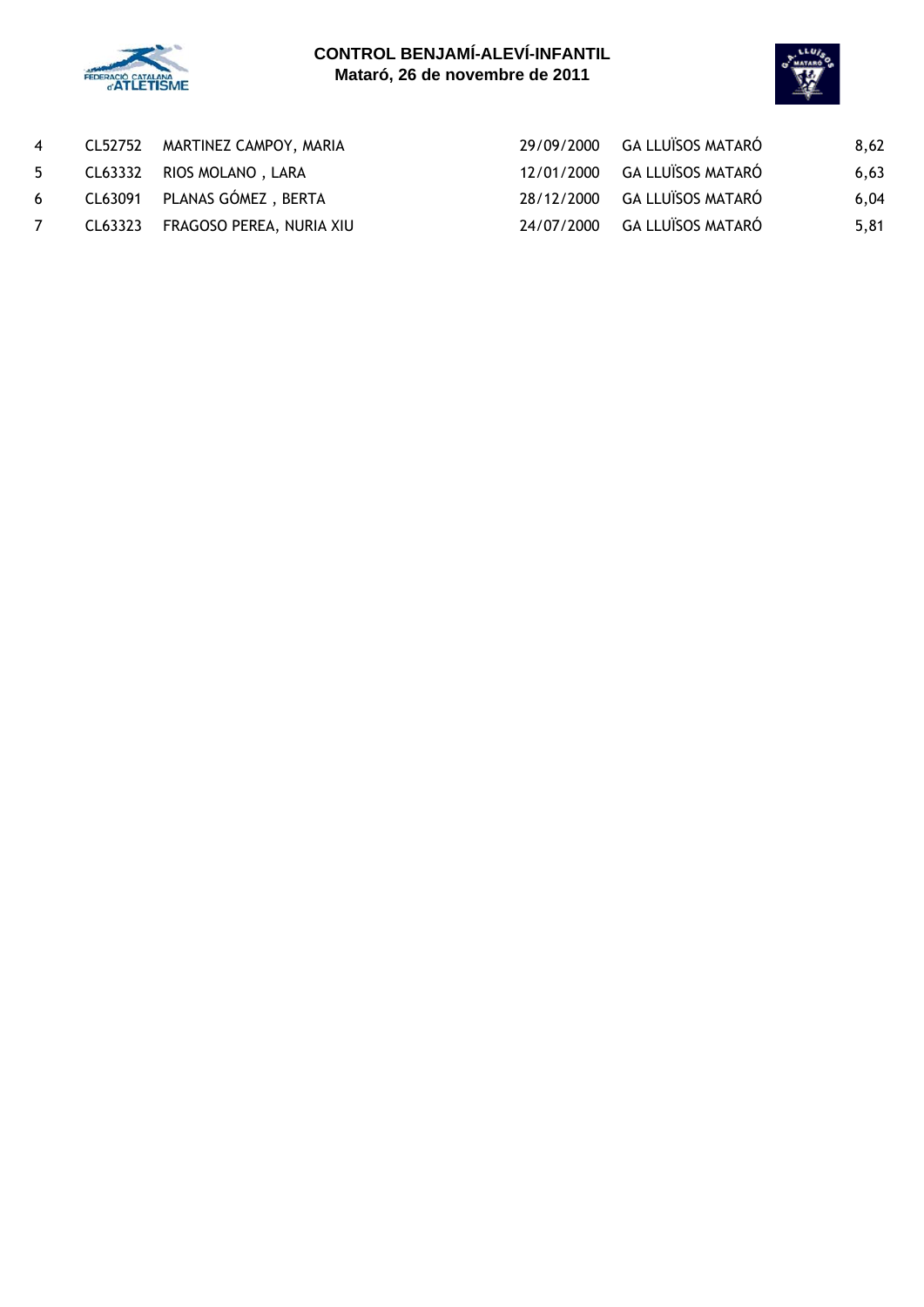| | | | | | |
|---|---|---|---|---|---|
| 4 | CL52752 | MARTINEZ CAMPOY, MARIA | 29/09/2000 | GA LLUÏSOS MATARÓ | 8,62 |
| 5 | CL63332 | RIOS MOLANO , LARA | 12/01/2000 | GA LLUÏSOS MATARÓ | 6,63 |
| 6 | CL63091 | PLANAS GÓMEZ , BERTA | 28/12/2000 | GA LLUÏSOS MATARÓ | 6,04 |
| 7 | CL63323 | FRAGOSO PEREA, NURIA XIU | 24/07/2000 | GA LLUÏSOS MATARÓ | 5,81 |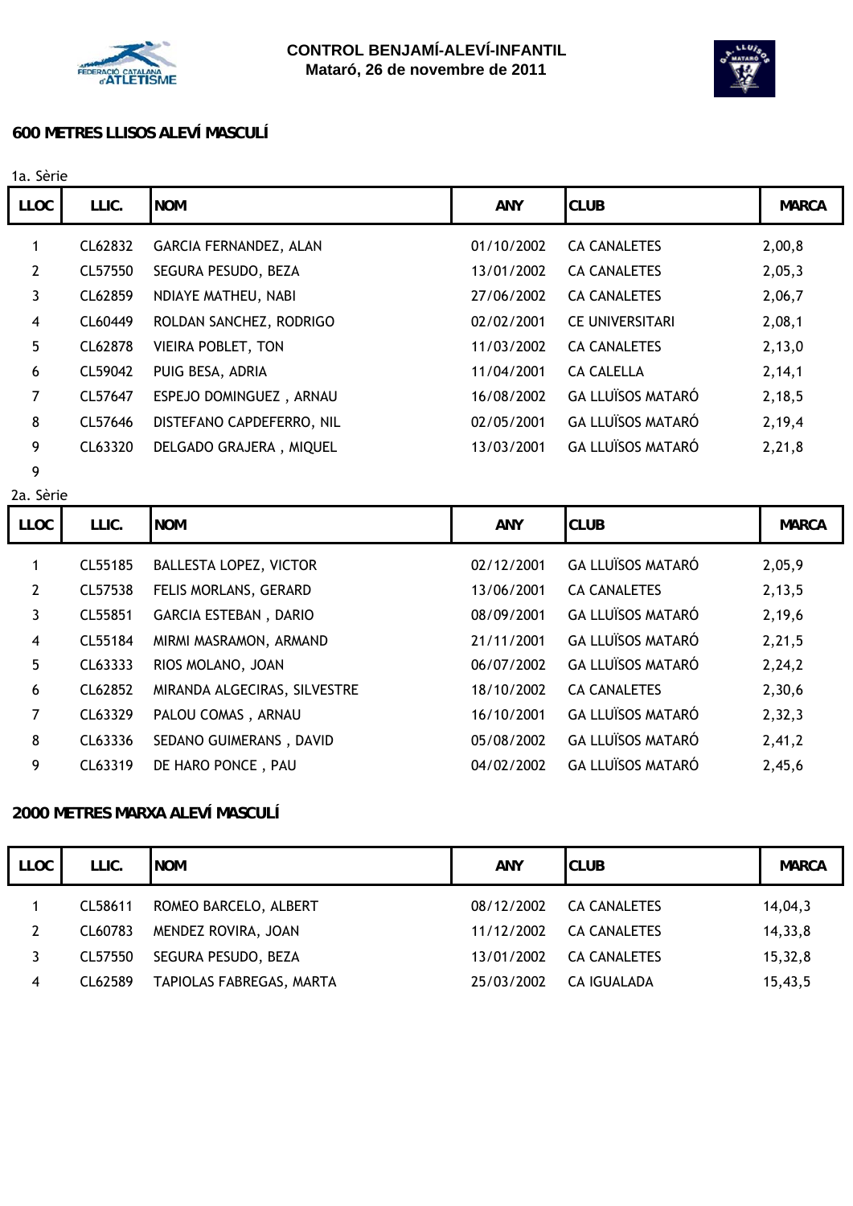CONTROL BENJAMÍ-ALEVÍ-INFANTIL
Mataró, 26 de novembre de 2011

## 600 METRES LLISOS ALEVÍ MASCULÍ

1a. Sèrie

| LLOC | LLIC. | NOM | ANY | CLUB | MARCA |
|---|---|---|---|---|---|
| 1 | CL62832 | GARCIA FERNANDEZ, ALAN | 01/10/2002 | CA CANALETES | 2,00,8 |
| 2 | CL57550 | SEGURA PESUDO, BEZA | 13/01/2002 | CA CANALETES | 2,05,3 |
| 3 | CL62859 | NDIAYE MATHEU, NABI | 27/06/2002 | CA CANALETES | 2,06,7 |
| 4 | CL60449 | ROLDAN SANCHEZ, RODRIGO | 02/02/2001 | CE UNIVERSITARI | 2,08,1 |
| 5 | CL62878 | VIEIRA POBLET, TON | 11/03/2002 | CA CANALETES | 2,13,0 |
| 6 | CL59042 | PUIG BESA, ADRIA | 11/04/2001 | CA CALELLA | 2,14,1 |
| 7 | CL57647 | ESPEJO DOMINGUEZ , ARNAU | 16/08/2002 | GA LLUÏSOS MATARÓ | 2,18,5 |
| 8 | CL57646 | DISTEFANO CAPDEFERRO, NIL | 02/05/2001 | GA LLUÏSOS MATARÓ | 2,19,4 |
| 9 | CL63320 | DELGADO GRAJERA , MIQUEL | 13/03/2001 | GA LLUÏSOS MATARÓ | 2,21,8 |
| 9 | | | | | |

2a. Sèrie

| LLOC | LLIC. | NOM | ANY | CLUB | MARCA |
|---|---|---|---|---|---|
| 1 | CL55185 | BALLESTA LOPEZ, VICTOR | 02/12/2001 | GA LLUÏSOS MATARÓ | 2,05,9 |
| 2 | CL57538 | FELIS MORLANS, GERARD | 13/06/2001 | CA CANALETES | 2,13,5 |
| 3 | CL55851 | GARCIA ESTEBAN , DARIO | 08/09/2001 | GA LLUÏSOS MATARÓ | 2,19,6 |
| 4 | CL55184 | MIRMI MASRAMON, ARMAND | 21/11/2001 | GA LLUÏSOS MATARÓ | 2,21,5 |
| 5 | CL63333 | RIOS MOLANO, JOAN | 06/07/2002 | GA LLUÏSOS MATARÓ | 2,24,2 |
| 6 | CL62852 | MIRANDA ALGECIRAS, SILVESTRE | 18/10/2002 | CA CANALETES | 2,30,6 |
| 7 | CL63329 | PALOU COMAS , ARNAU | 16/10/2001 | GA LLUÏSOS MATARÓ | 2,32,3 |
| 8 | CL63336 | SEDANO GUIMERANS , DAVID | 05/08/2002 | GA LLUÏSOS MATARÓ | 2,41,2 |
| 9 | CL63319 | DE HARO PONCE , PAU | 04/02/2002 | GA LLUÏSOS MATARÓ | 2,45,6 |

## 2000 METRES MARXA ALEVÍ MASCULÍ

| LLOC | LLIC. | NOM | ANY | CLUB | MARCA |
|---|---|---|---|---|---|
| 1 | CL58611 | ROMEO BARCELO, ALBERT | 08/12/2002 | CA CANALETES | 14,04,3 |
| 2 | CL60783 | MENDEZ ROVIRA, JOAN | 11/12/2002 | CA CANALETES | 14,33,8 |
| 3 | CL57550 | SEGURA PESUDO, BEZA | 13/01/2002 | CA CANALETES | 15,32,8 |
| 4 | CL62589 | TAPIOLAS FABREGAS, MARTA | 25/03/2002 | CA IGUALADA | 15,43,5 |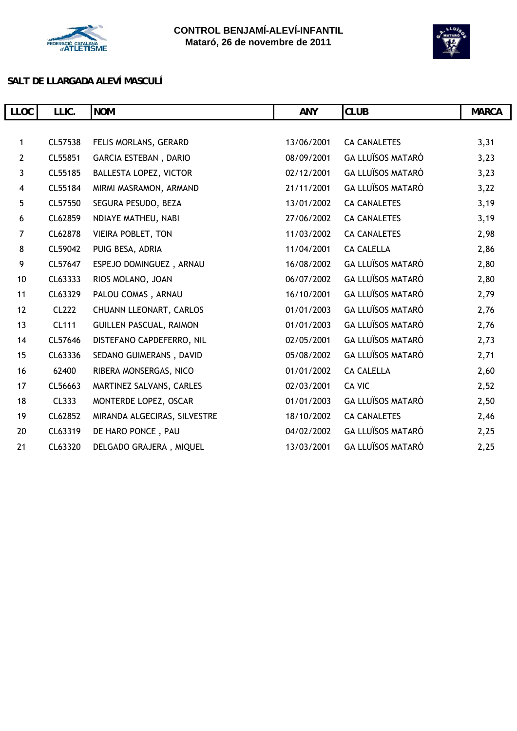**CONTROL BENJAMÍ-ALEVÍ-INFANTIL**
**Mataró, 26 de novembre de 2011**

## SALT DE LLARGADA ALEVÍ MASCULÍ

| LLOC | LLIC. | NOM | ANY | CLUB | MARCA |
|---|---|---|---|---|---|
| 1 | CL57538 | FELIS MORLANS, GERARD | 13/06/2001 | CA CANALETES | 3,31 |
| 2 | CL55851 | GARCIA ESTEBAN , DARIO | 08/09/2001 | GA LLUÏSOS MATARÓ | 3,23 |
| 3 | CL55185 | BALLESTA LOPEZ, VICTOR | 02/12/2001 | GA LLUÏSOS MATARÓ | 3,23 |
| 4 | CL55184 | MIRMI MASRAMON, ARMAND | 21/11/2001 | GA LLUÏSOS MATARÓ | 3,22 |
| 5 | CL57550 | SEGURA PESUDO, BEZA | 13/01/2002 | CA CANALETES | 3,19 |
| 6 | CL62859 | NDIAYE MATHEU, NABI | 27/06/2002 | CA CANALETES | 3,19 |
| 7 | CL62878 | VIEIRA POBLET, TON | 11/03/2002 | CA CANALETES | 2,98 |
| 8 | CL59042 | PUIG BESA, ADRIA | 11/04/2001 | CA CALELLA | 2,86 |
| 9 | CL57647 | ESPEJO DOMINGUEZ , ARNAU | 16/08/2002 | GA LLUÏSOS MATARÓ | 2,80 |
| 10 | CL63333 | RIOS MOLANO, JOAN | 06/07/2002 | GA LLUÏSOS MATARÓ | 2,80 |
| 11 | CL63329 | PALOU COMAS , ARNAU | 16/10/2001 | GA LLUÏSOS MATARÓ | 2,79 |
| 12 | CL222 | CHUANN LLEONART, CARLOS | 01/01/2003 | GA LLUÏSOS MATARÓ | 2,76 |
| 13 | CL111 | GUILLEN PASCUAL, RAIMON | 01/01/2003 | GA LLUÏSOS MATARÓ | 2,76 |
| 14 | CL57646 | DISTEFANO CAPDEFERRO, NIL | 02/05/2001 | GA LLUÏSOS MATARÓ | 2,73 |
| 15 | CL63336 | SEDANO GUIMERANS , DAVID | 05/08/2002 | GA LLUÏSOS MATARÓ | 2,71 |
| 16 | 62400 | RIBERA MONSERGAS, NICO | 01/01/2002 | CA CALELLA | 2,60 |
| 17 | CL56663 | MARTINEZ SALVANS, CARLES | 02/03/2001 | CA VIC | 2,52 |
| 18 | CL333 | MONTERDE LOPEZ, OSCAR | 01/01/2003 | GA LLUÏSOS MATARÓ | 2,50 |
| 19 | CL62852 | MIRANDA ALGECIRAS, SILVESTRE | 18/10/2002 | CA CANALETES | 2,46 |
| 20 | CL63319 | DE HARO PONCE , PAU | 04/02/2002 | GA LLUÏSOS MATARÓ | 2,25 |
| 21 | CL63320 | DELGADO GRAJERA , MIQUEL | 13/03/2001 | GA LLUÏSOS MATARÓ | 2,25 |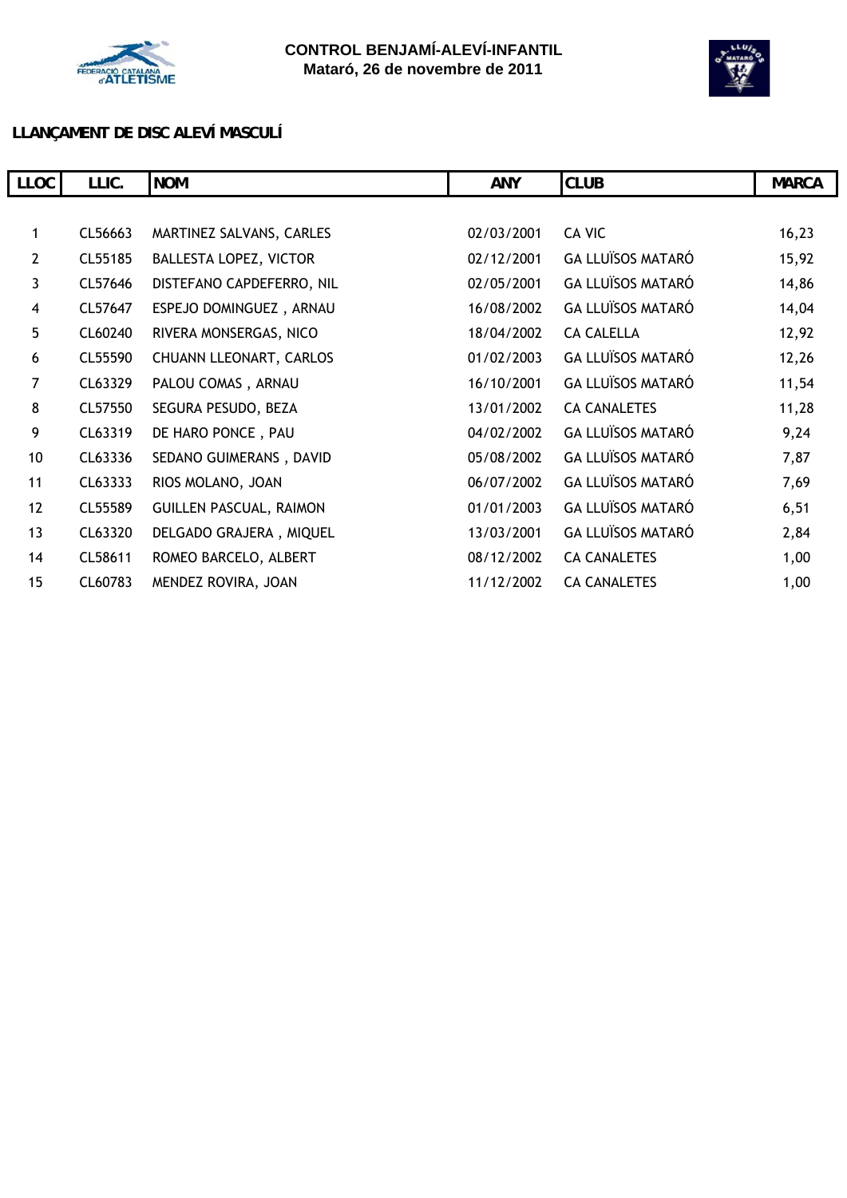**CONTROL BENJAMÍ-ALEVÍ-INFANTIL**
**Mataró, 26 de novembre de 2011**

## LLANÇAMENT DE DISC ALEVÍ MASCULÍ

| LLOC | LLIC. | NOM | ANY | CLUB | MARCA |
|---|---|---|---|---|---|
| 1 | CL56663 | MARTINEZ SALVANS, CARLES | 02/03/2001 | CA VIC | 16,23 |
| 2 | CL55185 | BALLESTA LOPEZ, VICTOR | 02/12/2001 | GA LLUÏSOS MATARÓ | 15,92 |
| 3 | CL57646 | DISTEFANO CAPDEFERRO, NIL | 02/05/2001 | GA LLUÏSOS MATARÓ | 14,86 |
| 4 | CL57647 | ESPEJO DOMINGUEZ , ARNAU | 16/08/2002 | GA LLUÏSOS MATARÓ | 14,04 |
| 5 | CL60240 | RIVERA MONSERGAS, NICO | 18/04/2002 | CA CALELLA | 12,92 |
| 6 | CL55590 | CHUANN LLEONART, CARLOS | 01/02/2003 | GA LLUÏSOS MATARÓ | 12,26 |
| 7 | CL63329 | PALOU COMAS , ARNAU | 16/10/2001 | GA LLUÏSOS MATARÓ | 11,54 |
| 8 | CL57550 | SEGURA PESUDO, BEZA | 13/01/2002 | CA CANALETES | 11,28 |
| 9 | CL63319 | DE HARO PONCE , PAU | 04/02/2002 | GA LLUÏSOS MATARÓ | 9,24 |
| 10 | CL63336 | SEDANO GUIMERANS , DAVID | 05/08/2002 | GA LLUÏSOS MATARÓ | 7,87 |
| 11 | CL63333 | RIOS MOLANO, JOAN | 06/07/2002 | GA LLUÏSOS MATARÓ | 7,69 |
| 12 | CL55589 | GUILLEN PASCUAL, RAIMON | 01/01/2003 | GA LLUÏSOS MATARÓ | 6,51 |
| 13 | CL63320 | DELGADO GRAJERA , MIQUEL | 13/03/2001 | GA LLUÏSOS MATARÓ | 2,84 |
| 14 | CL58611 | ROMEO BARCELO, ALBERT | 08/12/2002 | CA CANALETES | 1,00 |
| 15 | CL60783 | MENDEZ ROVIRA, JOAN | 11/12/2002 | CA CANALETES | 1,00 |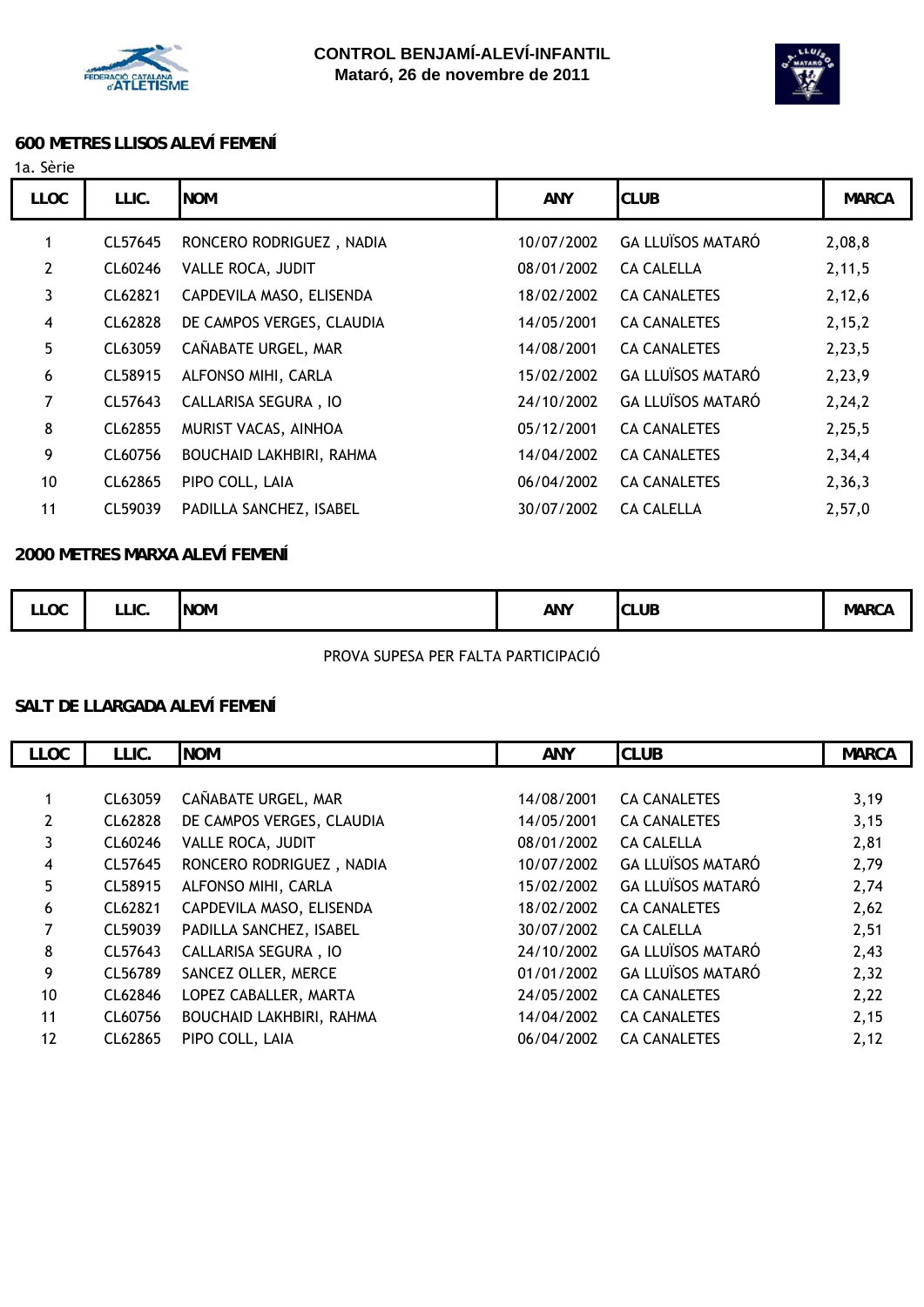**CONTROL BENJAMÍ-ALEVÍ-INFANTIL**
**Mataró, 26 de novembre de 2011**

## 600 METRES LLISOS ALEVÍ FEMENÍ

1a. Sèrie

| LLOC | LLIC. | NOM | ANY | CLUB | MARCA |
|---|---|---|---|---|---|
| 1 | CL57645 | RONCERO RODRIGUEZ , NADIA | 10/07/2002 | GA LLUÏSOS MATARÓ | 2,08,8 |
| 2 | CL60246 | VALLE ROCA, JUDIT | 08/01/2002 | CA CALELLA | 2,11,5 |
| 3 | CL62821 | CAPDEVILA MASO, ELISENDA | 18/02/2002 | CA CANALETES | 2,12,6 |
| 4 | CL62828 | DE CAMPOS VERGES, CLAUDIA | 14/05/2001 | CA CANALETES | 2,15,2 |
| 5 | CL63059 | CAÑABATE URGEL, MAR | 14/08/2001 | CA CANALETES | 2,23,5 |
| 6 | CL58915 | ALFONSO MIHI, CARLA | 15/02/2002 | GA LLUÏSOS MATARÓ | 2,23,9 |
| 7 | CL57643 | CALLARISA SEGURA , IO | 24/10/2002 | GA LLUÏSOS MATARÓ | 2,24,2 |
| 8 | CL62855 | MURIST VACAS, AINHOA | 05/12/2001 | CA CANALETES | 2,25,5 |
| 9 | CL60756 | BOUCHAID LAKHBIRI, RAHMA | 14/04/2002 | CA CANALETES | 2,34,4 |
| 10 | CL62865 | PIPO COLL, LAIA | 06/04/2002 | CA CANALETES | 2,36,3 |
| 11 | CL59039 | PADILLA SANCHEZ, ISABEL | 30/07/2002 | CA CALELLA | 2,57,0 |

## 2000 METRES MARXA ALEVÍ FEMENÍ

| LLOC | LLIC. | NOM | ANY | CLUB | MARCA |
|---|---|---|---|---|---|

PROVA SUPESA PER FALTA PARTICIPACIÓ

## SALT DE LLARGADA ALEVÍ FEMENÍ

| LLOC | LLIC. | NOM | ANY | CLUB | MARCA |
|---|---|---|---|---|---|
| 1 | CL63059 | CAÑABATE URGEL, MAR | 14/08/2001 | CA CANALETES | 3,19 |
| 2 | CL62828 | DE CAMPOS VERGES, CLAUDIA | 14/05/2001 | CA CANALETES | 3,15 |
| 3 | CL60246 | VALLE ROCA, JUDIT | 08/01/2002 | CA CALELLA | 2,81 |
| 4 | CL57645 | RONCERO RODRIGUEZ , NADIA | 10/07/2002 | GA LLUÏSOS MATARÓ | 2,79 |
| 5 | CL58915 | ALFONSO MIHI, CARLA | 15/02/2002 | GA LLUÏSOS MATARÓ | 2,74 |
| 6 | CL62821 | CAPDEVILA MASO, ELISENDA | 18/02/2002 | CA CANALETES | 2,62 |
| 7 | CL59039 | PADILLA SANCHEZ, ISABEL | 30/07/2002 | CA CALELLA | 2,51 |
| 8 | CL57643 | CALLARISA SEGURA , IO | 24/10/2002 | GA LLUÏSOS MATARÓ | 2,43 |
| 9 | CL56789 | SANCEZ OLLER, MERCE | 01/01/2002 | GA LLUÏSOS MATARÓ | 2,32 |
| 10 | CL62846 | LOPEZ CABALLER, MARTA | 24/05/2002 | CA CANALETES | 2,22 |
| 11 | CL60756 | BOUCHAID LAKHBIRI, RAHMA | 14/04/2002 | CA CANALETES | 2,15 |
| 12 | CL62865 | PIPO COLL, LAIA | 06/04/2002 | CA CANALETES | 2,12 |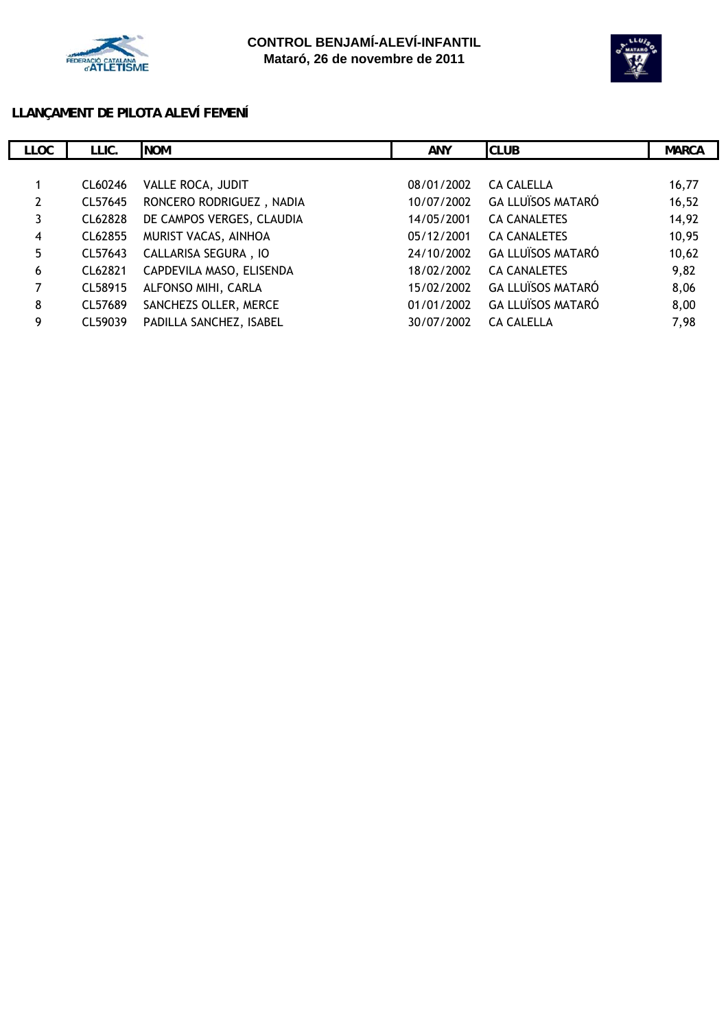**CONTROL BENJAMÍ-ALEVÍ-INFANTIL**
**Mataró, 26 de novembre de 2011**

## LLANÇAMENT DE PILOTA ALEVÍ FEMENÍ

| LLOC | LLIC. | NOM | ANY | CLUB | MARCA |
|---|---|---|---|---|---|
| 1 | CL60246 | VALLE ROCA, JUDIT | 08/01/2002 | CA CALELLA | 16,77 |
| 2 | CL57645 | RONCERO RODRIGUEZ , NADIA | 10/07/2002 | GA LLUÏSOS MATARÓ | 16,52 |
| 3 | CL62828 | DE CAMPOS VERGES, CLAUDIA | 14/05/2001 | CA CANALETES | 14,92 |
| 4 | CL62855 | MURIST VACAS, AINHOA | 05/12/2001 | CA CANALETES | 10,95 |
| 5 | CL57643 | CALLARISA SEGURA , IO | 24/10/2002 | GA LLUÏSOS MATARÓ | 10,62 |
| 6 | CL62821 | CAPDEVILA MASO, ELISENDA | 18/02/2002 | CA CANALETES | 9,82 |
| 7 | CL58915 | ALFONSO MIHI, CARLA | 15/02/2002 | GA LLUÏSOS MATARÓ | 8,06 |
| 8 | CL57689 | SANCHEZS OLLER, MERCE | 01/01/2002 | GA LLUÏSOS MATARÓ | 8,00 |
| 9 | CL59039 | PADILLA SANCHEZ, ISABEL | 30/07/2002 | CA CALELLA | 7,98 |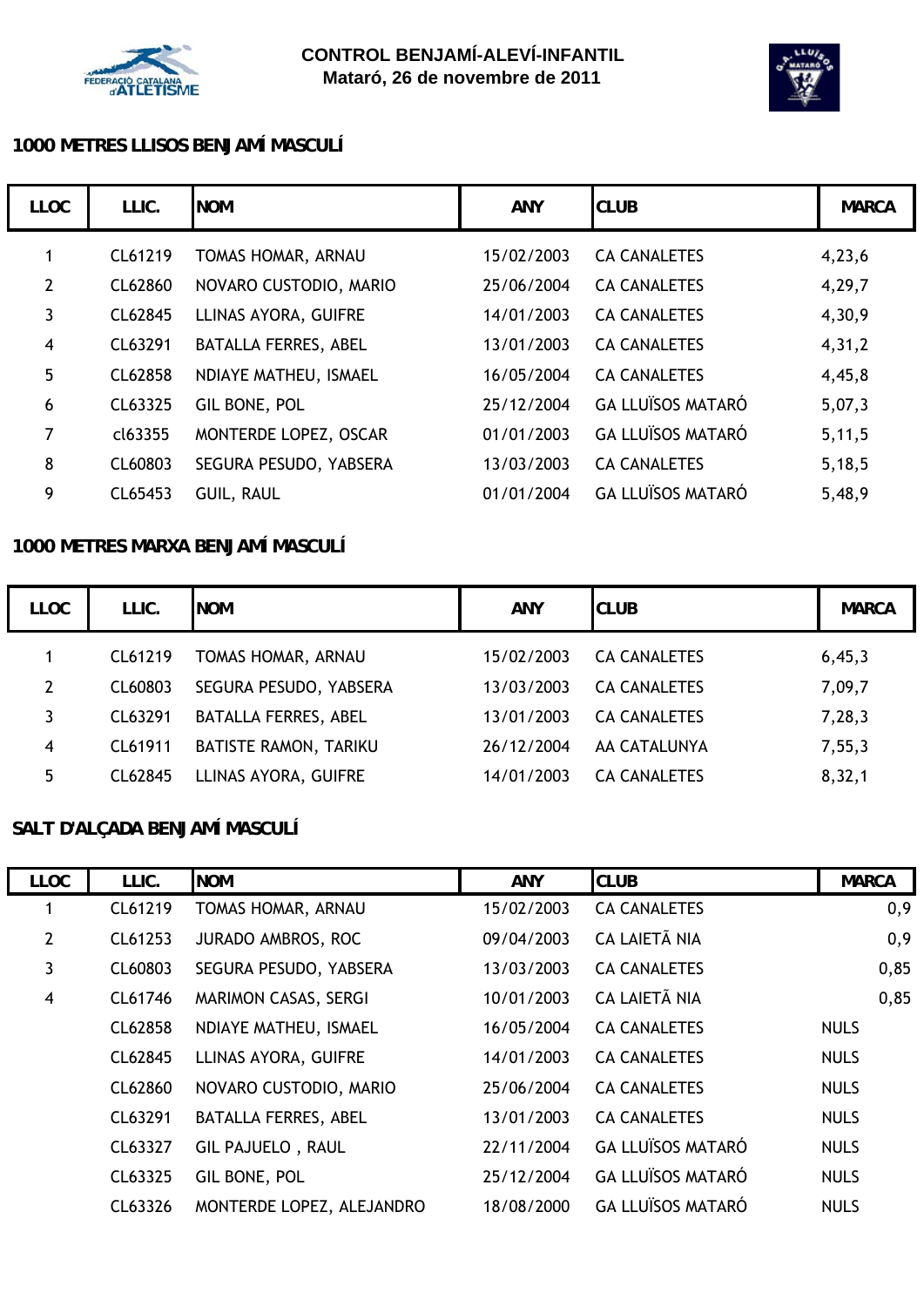**CONTROL BENJAMÍ-ALEVÍ-INFANTIL**
**Mataró, 26 de novembre de 2011**

## 1000 METRES LLISOS BENJAMÍ MASCULÍ

| LLOC | LLIC. | NOM | ANY | CLUB | MARCA |
|---|---|---|---|---|---|
| 1 | CL61219 | TOMAS HOMAR, ARNAU | 15/02/2003 | CA CANALETES | 4,23,6 |
| 2 | CL62860 | NOVARO CUSTODIO, MARIO | 25/06/2004 | CA CANALETES | 4,29,7 |
| 3 | CL62845 | LLINAS AYORA, GUIFRE | 14/01/2003 | CA CANALETES | 4,30,9 |
| 4 | CL63291 | BATALLA FERRES, ABEL | 13/01/2003 | CA CANALETES | 4,31,2 |
| 5 | CL62858 | NDIAYE MATHEU, ISMAEL | 16/05/2004 | CA CANALETES | 4,45,8 |
| 6 | CL63325 | GIL BONE, POL | 25/12/2004 | GA LLUÏSOS MATARÓ | 5,07,3 |
| 7 | cl63355 | MONTERDE LOPEZ, OSCAR | 01/01/2003 | GA LLUÏSOS MATARÓ | 5,11,5 |
| 8 | CL60803 | SEGURA PESUDO, YABSERA | 13/03/2003 | CA CANALETES | 5,18,5 |
| 9 | CL65453 | GUIL, RAUL | 01/01/2004 | GA LLUÏSOS MATARÓ | 5,48,9 |

## 1000 METRES MARXA BENJAMÍ MASCULÍ

| LLOC | LLIC. | NOM | ANY | CLUB | MARCA |
|---|---|---|---|---|---|
| 1 | CL61219 | TOMAS HOMAR, ARNAU | 15/02/2003 | CA CANALETES | 6,45,3 |
| 2 | CL60803 | SEGURA PESUDO, YABSERA | 13/03/2003 | CA CANALETES | 7,09,7 |
| 3 | CL63291 | BATALLA FERRES, ABEL | 13/01/2003 | CA CANALETES | 7,28,3 |
| 4 | CL61911 | BATISTE RAMON, TARIKU | 26/12/2004 | AA CATALUNYA | 7,55,3 |
| 5 | CL62845 | LLINAS AYORA, GUIFRE | 14/01/2003 | CA CANALETES | 8,32,1 |

## SALT D'ALÇADA BENJAMÍ MASCULÍ

| LLOC | LLIC. | NOM | ANY | CLUB | MARCA |
|---|---|---|---|---|---|
| 1 | CL61219 | TOMAS HOMAR, ARNAU | 15/02/2003 | CA CANALETES | 0,9 |
| 2 | CL61253 | JURADO AMBROS, ROC | 09/04/2003 | CA LAIETÃ NIA | 0,9 |
| 3 | CL60803 | SEGURA PESUDO, YABSERA | 13/03/2003 | CA CANALETES | 0,85 |
| 4 | CL61746 | MARIMON CASAS, SERGI | 10/01/2003 | CA LAIETÃ NIA | 0,85 |
|  | CL62858 | NDIAYE MATHEU, ISMAEL | 16/05/2004 | CA CANALETES | NULS |
|  | CL62845 | LLINAS AYORA, GUIFRE | 14/01/2003 | CA CANALETES | NULS |
|  | CL62860 | NOVARO CUSTODIO, MARIO | 25/06/2004 | CA CANALETES | NULS |
|  | CL63291 | BATALLA FERRES, ABEL | 13/01/2003 | CA CANALETES | NULS |
|  | CL63327 | GIL PAJUELO , RAUL | 22/11/2004 | GA LLUÏSOS MATARÓ | NULS |
|  | CL63325 | GIL BONE, POL | 25/12/2004 | GA LLUÏSOS MATARÓ | NULS |
|  | CL63326 | MONTERDE LOPEZ, ALEJANDRO | 18/08/2000 | GA LLUÏSOS MATARÓ | NULS |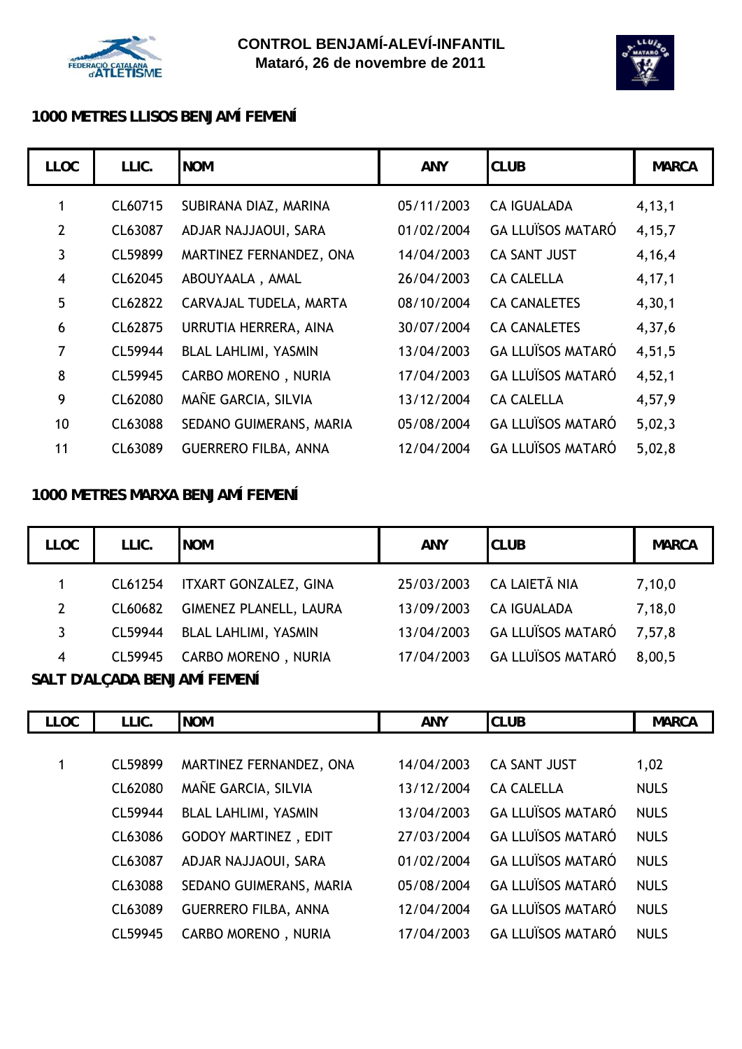**CONTROL BENJAMÍ-ALEVÍ-INFANTIL**
**Mataró, 26 de novembre de 2011**

## 1000 METRES LLISOS BENJAMÍ FEMENÍ

| LLOC | LLIC. | NOM | ANY | CLUB | MARCA |
|---|---|---|---|---|---|
| 1 | CL60715 | SUBIRANA DIAZ, MARINA | 05/11/2003 | CA IGUALADA | 4,13,1 |
| 2 | CL63087 | ADJAR NAJJAOUI, SARA | 01/02/2004 | GA LLUÏSOS MATARÓ | 4,15,7 |
| 3 | CL59899 | MARTINEZ FERNANDEZ, ONA | 14/04/2003 | CA SANT JUST | 4,16,4 |
| 4 | CL62045 | ABOUYAALA , AMAL | 26/04/2003 | CA CALELLA | 4,17,1 |
| 5 | CL62822 | CARVAJAL TUDELA, MARTA | 08/10/2004 | CA CANALETES | 4,30,1 |
| 6 | CL62875 | URRUTIA HERRERA, AINA | 30/07/2004 | CA CANALETES | 4,37,6 |
| 7 | CL59944 | BLAL LAHLIMI, YASMIN | 13/04/2003 | GA LLUÏSOS MATARÓ | 4,51,5 |
| 8 | CL59945 | CARBO MORENO , NURIA | 17/04/2003 | GA LLUÏSOS MATARÓ | 4,52,1 |
| 9 | CL62080 | MAÑE GARCIA, SILVIA | 13/12/2004 | CA CALELLA | 4,57,9 |
| 10 | CL63088 | SEDANO GUIMERANS, MARIA | 05/08/2004 | GA LLUÏSOS MATARÓ | 5,02,3 |
| 11 | CL63089 | GUERRERO FILBA, ANNA | 12/04/2004 | GA LLUÏSOS MATARÓ | 5,02,8 |

## 1000 METRES MARXA BENJAMÍ FEMENÍ

| LLOC | LLIC. | NOM | ANY | CLUB | MARCA |
|---|---|---|---|---|---|
| 1 | CL61254 | ITXART GONZALEZ, GINA | 25/03/2003 | CA LAIETÃ NIA | 7,10,0 |
| 2 | CL60682 | GIMENEZ PLANELL, LAURA | 13/09/2003 | CA IGUALADA | 7,18,0 |
| 3 | CL59944 | BLAL LAHLIMI, YASMIN | 13/04/2003 | GA LLUÏSOS MATARÓ | 7,57,8 |
| 4 | CL59945 | CARBO MORENO , NURIA | 17/04/2003 | GA LLUÏSOS MATARÓ | 8,00,5 |

## SALT D'ALÇADA BENJAMÍ FEMENÍ

| LLOC | LLIC. | NOM | ANY | CLUB | MARCA |
|---|---|---|---|---|---|
| 1 | CL59899 | MARTINEZ FERNANDEZ, ONA | 14/04/2003 | CA SANT JUST | 1,02 |
| | CL62080 | MAÑE GARCIA, SILVIA | 13/12/2004 | CA CALELLA | NULS |
| | CL59944 | BLAL LAHLIMI, YASMIN | 13/04/2003 | GA LLUÏSOS MATARÓ | NULS |
| | CL63086 | GODOY MARTINEZ , EDIT | 27/03/2004 | GA LLUÏSOS MATARÓ | NULS |
| | CL63087 | ADJAR NAJJAOUI, SARA | 01/02/2004 | GA LLUÏSOS MATARÓ | NULS |
| | CL63088 | SEDANO GUIMERANS, MARIA | 05/08/2004 | GA LLUÏSOS MATARÓ | NULS |
| | CL63089 | GUERRERO FILBA, ANNA | 12/04/2004 | GA LLUÏSOS MATARÓ | NULS |
| | CL59945 | CARBO MORENO , NURIA | 17/04/2003 | GA LLUÏSOS MATARÓ | NULS |